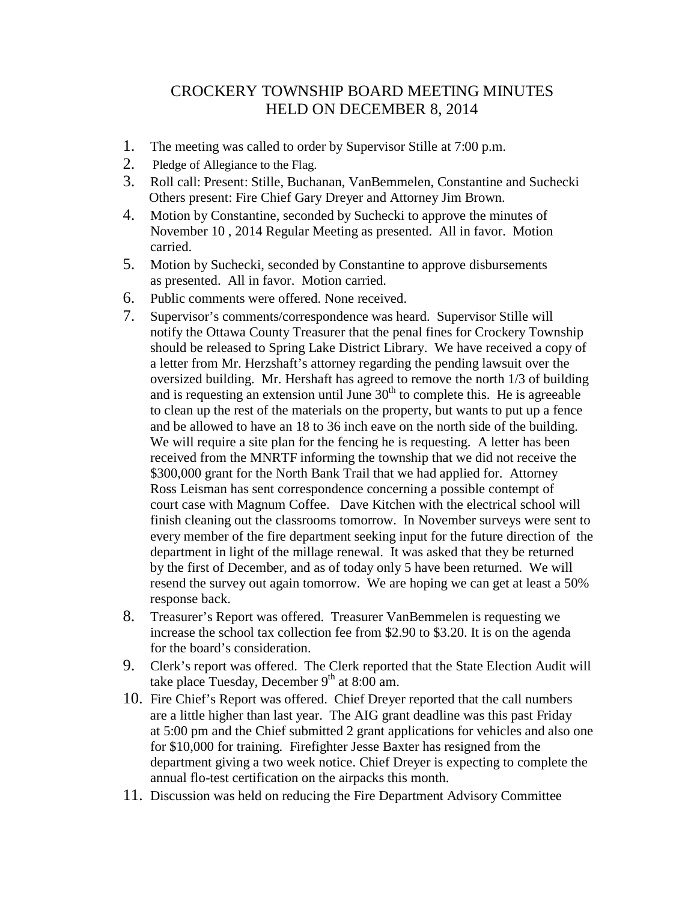# CROCKERY TOWNSHIP BOARD MEETING MINUTES
## HELD ON DECEMBER 8, 2014

1. The meeting was called to order by Supervisor Stille at 7:00 p.m.
2. Pledge of Allegiance to the Flag.
3. Roll call: Present: Stille, Buchanan, VanBemmelen, Constantine and Suchecki
   Others present: Fire Chief Gary Dreyer and Attorney Jim Brown.
4. Motion by Constantine, seconded by Suchecki to approve the minutes of November 10 , 2014 Regular Meeting as presented. All in favor. Motion carried.
5. Motion by Suchecki, seconded by Constantine to approve disbursements as presented. All in favor. Motion carried.
6. Public comments were offered. None received.
7. Supervisor's comments/correspondence was heard. Supervisor Stille will notify the Ottawa County Treasurer that the penal fines for Crockery Township should be released to Spring Lake District Library. We have received a copy of a letter from Mr. Herzshaft's attorney regarding the pending lawsuit over the oversized building. Mr. Hershaft has agreed to remove the north 1/3 of building and is requesting an extension until June 30th to complete this. He is agreeable to clean up the rest of the materials on the property, but wants to put up a fence and be allowed to have an 18 to 36 inch eave on the north side of the building. We will require a site plan for the fencing he is requesting. A letter has been received from the MNRTF informing the township that we did not receive the $300,000 grant for the North Bank Trail that we had applied for. Attorney Ross Leisman has sent correspondence concerning a possible contempt of court case with Magnum Coffee. Dave Kitchen with the electrical school will finish cleaning out the classrooms tomorrow. In November surveys were sent to every member of the fire department seeking input for the future direction of the department in light of the millage renewal. It was asked that they be returned by the first of December, and as of today only 5 have been returned. We will resend the survey out again tomorrow. We are hoping we can get at least a 50% response back.
8. Treasurer's Report was offered. Treasurer VanBemmelen is requesting we increase the school tax collection fee from $2.90 to $3.20. It is on the agenda for the board's consideration.
9. Clerk's report was offered. The Clerk reported that the State Election Audit will take place Tuesday, December 9th at 8:00 am.
10. Fire Chief's Report was offered. Chief Dreyer reported that the call numbers are a little higher than last year. The AIG grant deadline was this past Friday at 5:00 pm and the Chief submitted 2 grant applications for vehicles and also one for $10,000 for training. Firefighter Jesse Baxter has resigned from the department giving a two week notice. Chief Dreyer is expecting to complete the annual flo-test certification on the airpacks this month.
11. Discussion was held on reducing the Fire Department Advisory Committee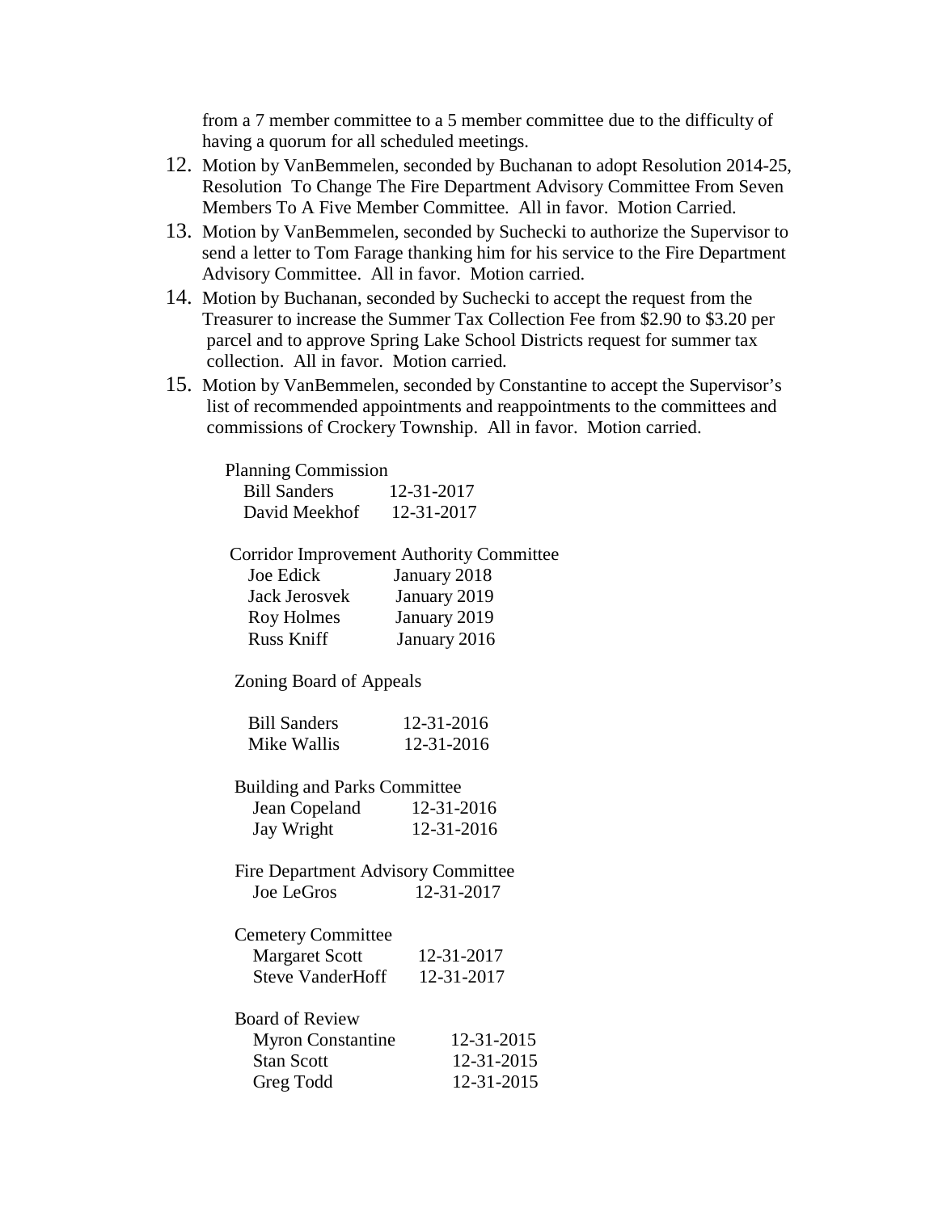from a 7 member committee to a 5 member committee due to the difficulty of having a quorum for all scheduled meetings.

12. Motion by VanBemmelen, seconded by Buchanan to adopt Resolution 2014-25, Resolution To Change The Fire Department Advisory Committee From Seven Members To A Five Member Committee. All in favor. Motion Carried.
13. Motion by VanBemmelen, seconded by Suchecki to authorize the Supervisor to send a letter to Tom Farage thanking him for his service to the Fire Department Advisory Committee. All in favor. Motion carried.
14. Motion by Buchanan, seconded by Suchecki to accept the request from the Treasurer to increase the Summer Tax Collection Fee from $2.90 to $3.20 per parcel and to approve Spring Lake School Districts request for summer tax collection. All in favor. Motion carried.
15. Motion by VanBemmelen, seconded by Constantine to accept the Supervisor's list of recommended appointments and reappointments to the committees and commissions of Crockery Township. All in favor. Motion carried.

Planning Commission

| | |
|---|---|
| Bill Sanders | 12-31-2017 |
| David Meekhof | 12-31-2017 |

Corridor Improvement Authority Committee

| | |
|---|---|
| Joe Edick | January 2018 |
| Jack Jerosvek | January 2019 |
| Roy Holmes | January 2019 |
| Russ Kniff | January 2016 |

Zoning Board of Appeals

| | |
|---|---|
| Bill Sanders | 12-31-2016 |
| Mike Wallis | 12-31-2016 |

Building and Parks Committee

| | |
|---|---|
| Jean Copeland | 12-31-2016 |
| Jay Wright | 12-31-2016 |

Fire Department Advisory Committee

| | |
|---|---|
| Joe LeGros | 12-31-2017 |

Cemetery Committee

| | |
|---|---|
| Margaret Scott | 12-31-2017 |
| Steve VanderHoff | 12-31-2017 |

Board of Review

| | |
|---|---|
| Myron Constantine | 12-31-2015 |
| Stan Scott | 12-31-2015 |
| Greg Todd | 12-31-2015 |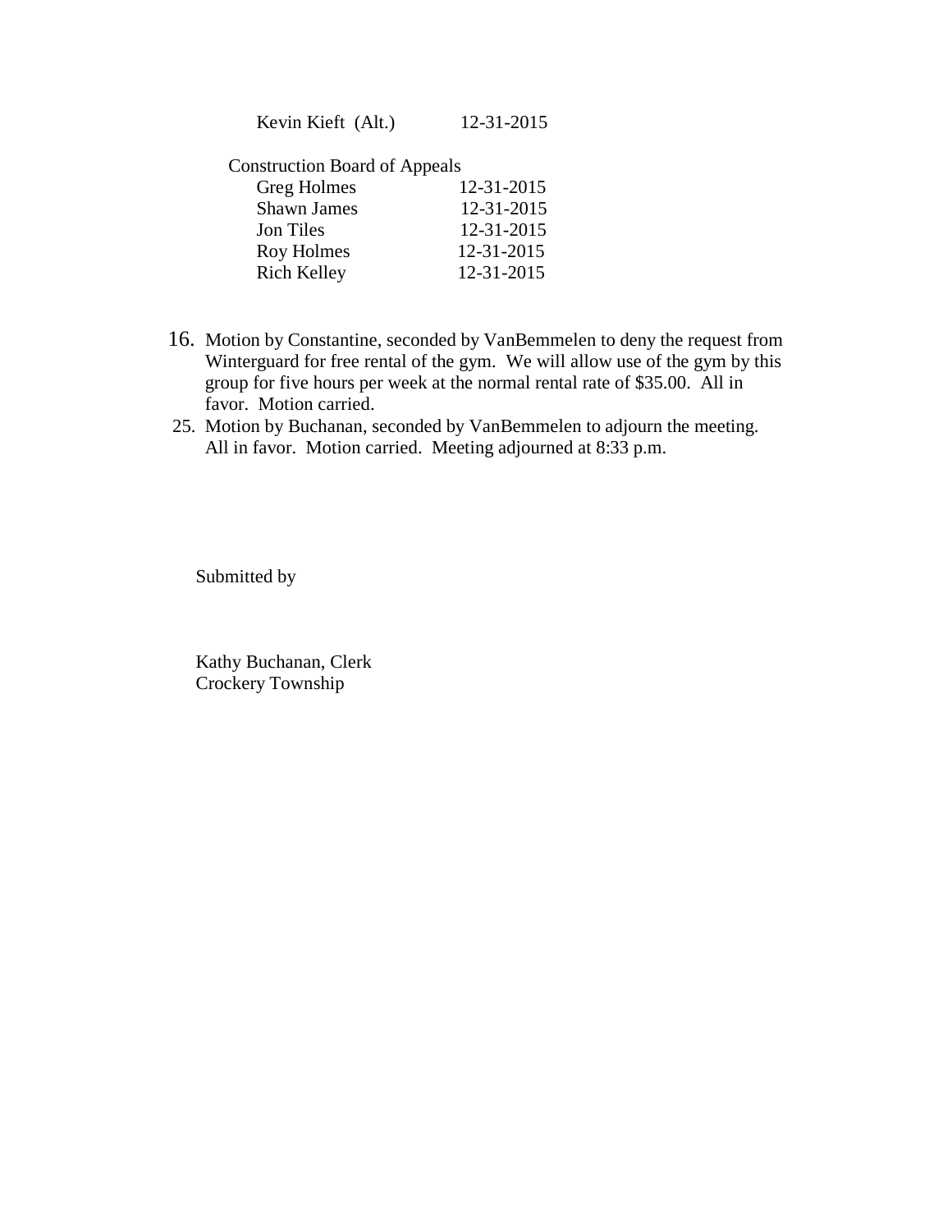Kevin Kieft (Alt.) 12-31-2015

Construction Board of Appeals

| | |
|---|---|
| Greg Holmes | 12-31-2015 |
| Shawn James | 12-31-2015 |
| Jon Tiles | 12-31-2015 |
| Roy Holmes | 12-31-2015 |
| Rich Kelley | 12-31-2015 |

16. Motion by Constantine, seconded by VanBemmelen to deny the request from Winterguard for free rental of the gym. We will allow use of the gym by this group for five hours per week at the normal rental rate of $35.00. All in favor. Motion carried.

25. Motion by Buchanan, seconded by VanBemmelen to adjourn the meeting. All in favor. Motion carried. Meeting adjourned at 8:33 p.m.

Submitted by

Kathy Buchanan, Clerk
Crockery Township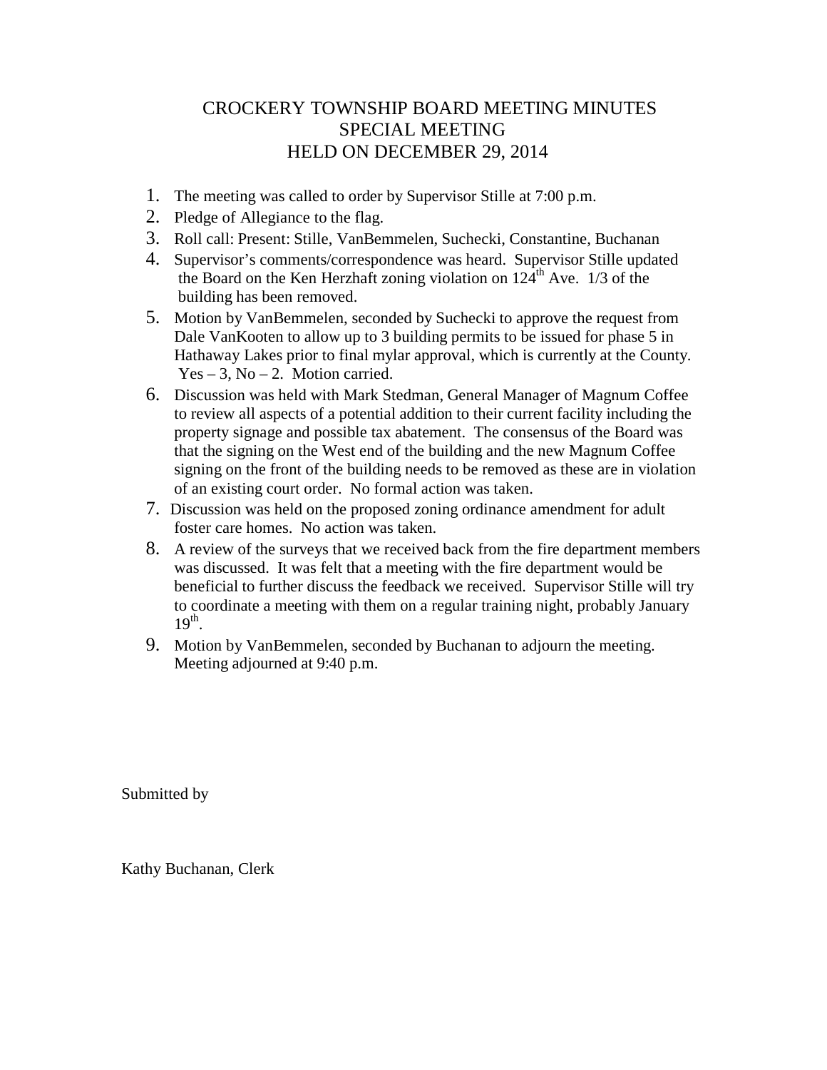# CROCKERY TOWNSHIP BOARD MEETING MINUTES
## SPECIAL MEETING
## HELD ON DECEMBER 29, 2014

1. The meeting was called to order by Supervisor Stille at 7:00 p.m.
2. Pledge of Allegiance to the flag.
3. Roll call: Present: Stille, VanBemmelen, Suchecki, Constantine, Buchanan
4. Supervisor's comments/correspondence was heard. Supervisor Stille updated the Board on the Ken Herzhaft zoning violation on 124th Ave. 1/3 of the building has been removed.
5. Motion by VanBemmelen, seconded by Suchecki to approve the request from Dale VanKooten to allow up to 3 building permits to be issued for phase 5 in Hathaway Lakes prior to final mylar approval, which is currently at the County. Yes – 3, No – 2. Motion carried.
6. Discussion was held with Mark Stedman, General Manager of Magnum Coffee to review all aspects of a potential addition to their current facility including the property signage and possible tax abatement. The consensus of the Board was that the signing on the West end of the building and the new Magnum Coffee signing on the front of the building needs to be removed as these are in violation of an existing court order. No formal action was taken.
7. Discussion was held on the proposed zoning ordinance amendment for adult foster care homes. No action was taken.
8. A review of the surveys that we received back from the fire department members was discussed. It was felt that a meeting with the fire department would be beneficial to further discuss the feedback we received. Supervisor Stille will try to coordinate a meeting with them on a regular training night, probably January 19th.
9. Motion by VanBemmelen, seconded by Buchanan to adjourn the meeting. Meeting adjourned at 9:40 p.m.

Submitted by

Kathy Buchanan, Clerk